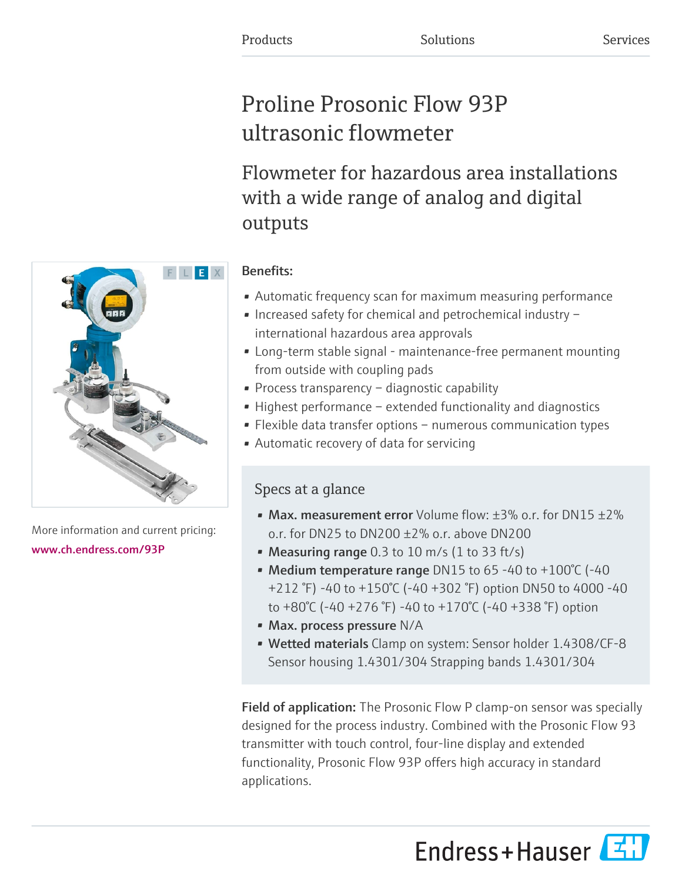Products Solutions Services

# Proline Prosonic Flow 93P ultrasonic flowmeter

## Flowmeter for hazardous area installations with a wide range of analog and digital outputs

F L E X

More information and current pricing:
www.ch.endress.com/93P

**Benefits:**

- Automatic frequency scan for maximum measuring performance
- Increased safety for chemical and petrochemical industry – international hazardous area approvals
- Long-term stable signal - maintenance-free permanent mounting from outside with coupling pads
- Process transparency – diagnostic capability
- Highest performance – extended functionality and diagnostics
- Flexible data transfer options – numerous communication types
- Automatic recovery of data for servicing

### Specs at a glance

- **Max. measurement error** Volume flow: ±3% o.r. for DN15 ±2% o.r. for DN25 to DN200 ±2% o.r. above DN200
- **Measuring range** 0.3 to 10 m/s (1 to 33 ft/s)
- **Medium temperature range** DN15 to 65 -40 to +100°C (-40 +212 °F) -40 to +150°C (-40 +302 °F) option DN50 to 4000 -40 to +80°C (-40 +276 °F) -40 to +170°C (-40 +338 °F) option
- **Max. process pressure** N/A
- **Wetted materials** Clamp on system: Sensor holder 1.4308/CF-8 Sensor housing 1.4301/304 Strapping bands 1.4301/304

**Field of application:** The Prosonic Flow P clamp-on sensor was specially designed for the process industry. Combined with the Prosonic Flow 93 transmitter with touch control, four-line display and extended functionality, Prosonic Flow 93P offers high accuracy in standard applications.

Endress+Hauser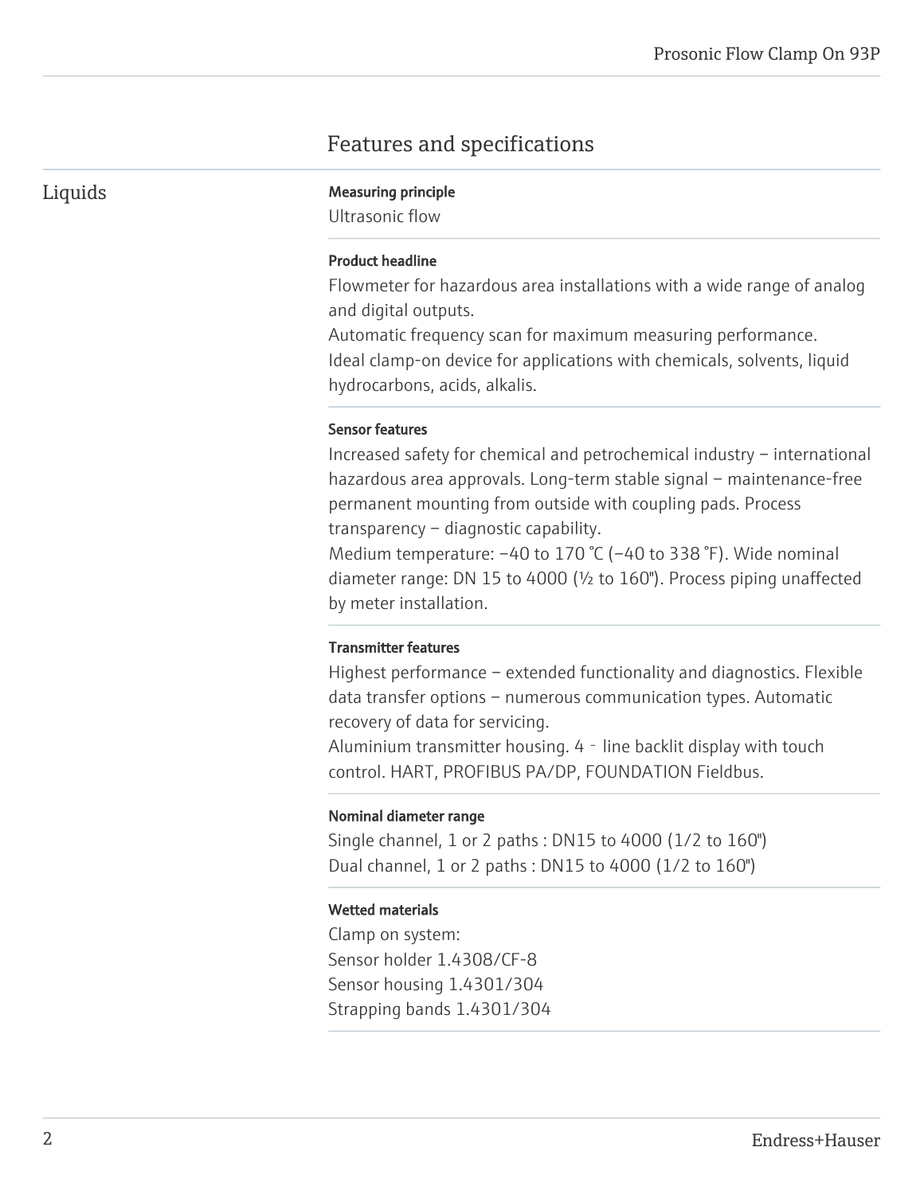# Features and specifications

## Liquids

**Measuring principle**

Ultrasonic flow

**Product headline**

Flowmeter for hazardous area installations with a wide range of analog and digital outputs.
Automatic frequency scan for maximum measuring performance.
Ideal clamp-on device for applications with chemicals, solvents, liquid hydrocarbons, acids, alkalis.

**Sensor features**

Increased safety for chemical and petrochemical industry – international hazardous area approvals. Long-term stable signal – maintenance-free permanent mounting from outside with coupling pads. Process transparency – diagnostic capability.
Medium temperature: −40 to 170 °C (−40 to 338 °F). Wide nominal diameter range: DN 15 to 4000 (½ to 160"). Process piping unaffected by meter installation.

**Transmitter features**

Highest performance – extended functionality and diagnostics. Flexible data transfer options – numerous communication types. Automatic recovery of data for servicing.
Aluminium transmitter housing. 4 - line backlit display with touch control. HART, PROFIBUS PA/DP, FOUNDATION Fieldbus.

**Nominal diameter range**

Single channel, 1 or 2 paths : DN15 to 4000 (1/2 to 160")
Dual channel, 1 or 2 paths : DN15 to 4000 (1/2 to 160")

**Wetted materials**

Clamp on system:
Sensor holder 1.4308/CF-8
Sensor housing 1.4301/304
Strapping bands 1.4301/304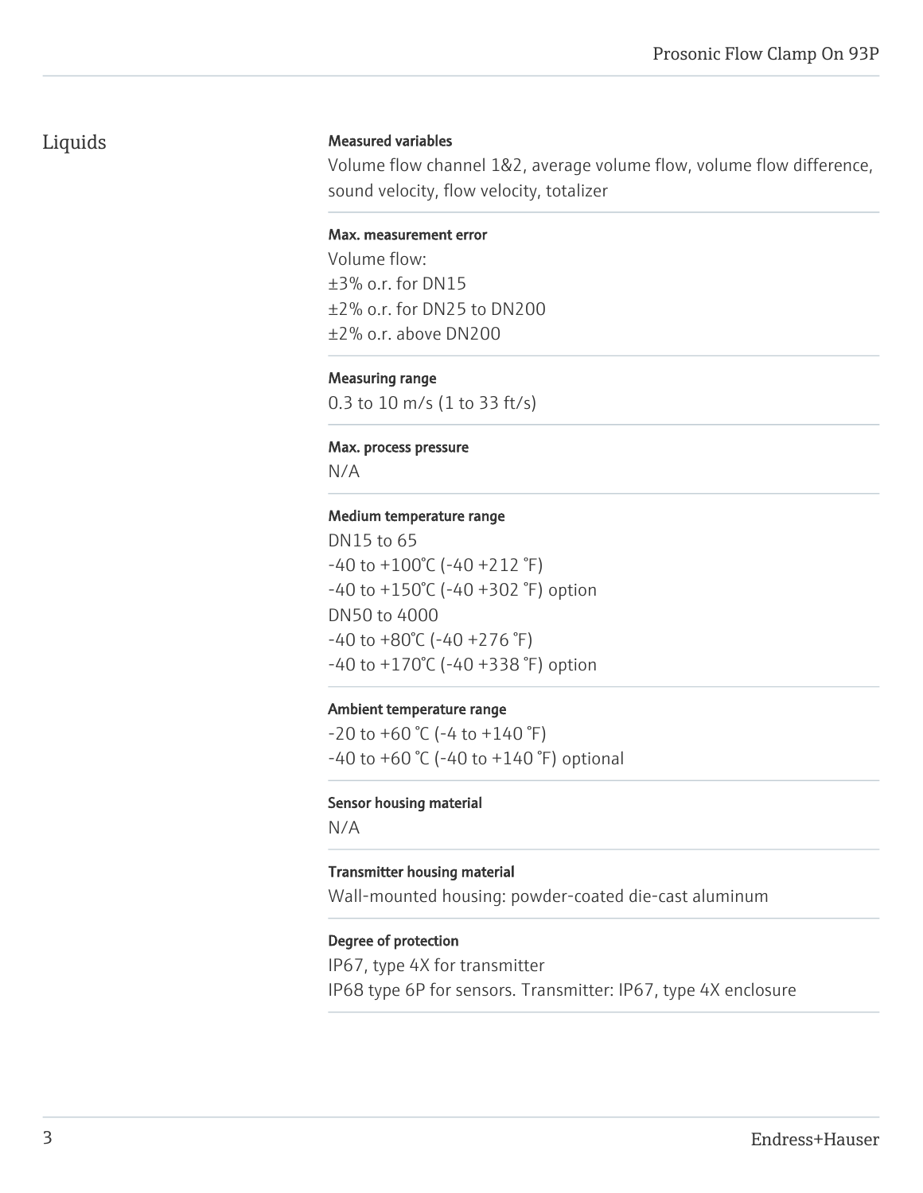## Liquids

### Measured variables

Volume flow channel 1&2, average volume flow, volume flow difference, sound velocity, flow velocity, totalizer

### Max. measurement error

Volume flow:
±3% o.r. for DN15
±2% o.r. for DN25 to DN200
±2% o.r. above DN200

### Measuring range

0.3 to 10 m/s (1 to 33 ft/s)

### Max. process pressure

N/A

### Medium temperature range

DN15 to 65
-40 to +100°C (-40 +212 °F)
-40 to +150°C (-40 +302 °F) option
DN50 to 4000
-40 to +80°C (-40 +276 °F)
-40 to +170°C (-40 +338 °F) option

### Ambient temperature range

-20 to +60 °C (-4 to +140 °F)
-40 to +60 °C (-40 to +140 °F) optional

### Sensor housing material

N/A

### Transmitter housing material

Wall-mounted housing: powder-coated die-cast aluminum

### Degree of protection

IP67, type 4X for transmitter
IP68 type 6P for sensors. Transmitter: IP67, type 4X enclosure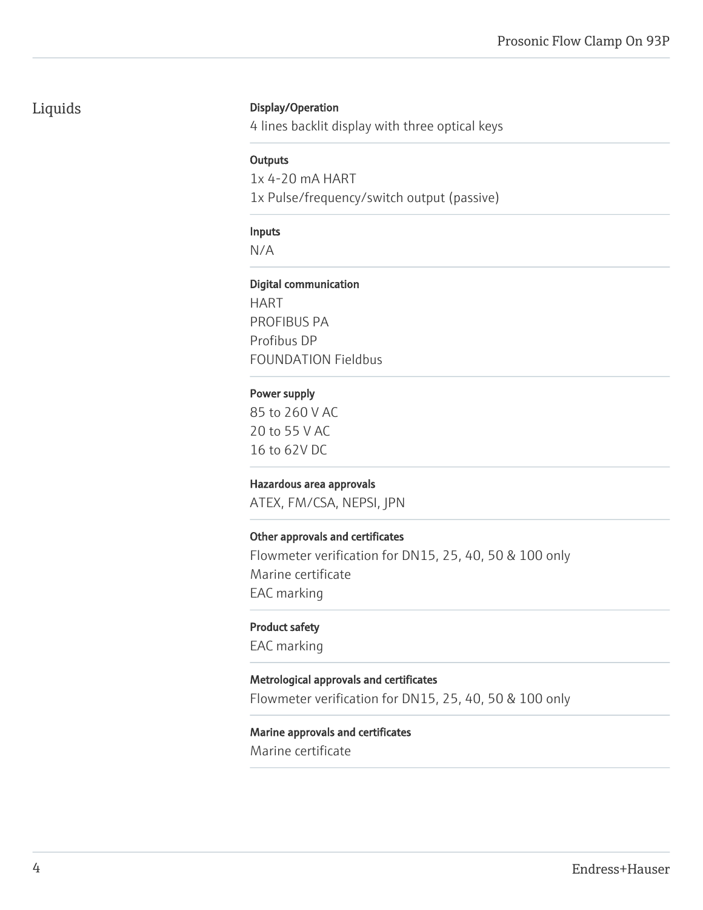## Liquids

**Display/Operation**

4 lines backlit display with three optical keys

**Outputs**

1x 4-20 mA HART
1x Pulse/frequency/switch output (passive)

**Inputs**

N/A

**Digital communication**

HART
PROFIBUS PA
Profibus DP
FOUNDATION Fieldbus

**Power supply**

85 to 260 V AC
20 to 55 V AC
16 to 62V DC

**Hazardous area approvals**

ATEX, FM/CSA, NEPSI, JPN

**Other approvals and certificates**

Flowmeter verification for DN15, 25, 40, 50 & 100 only
Marine certificate
EAC marking

**Product safety**

EAC marking

**Metrological approvals and certificates**

Flowmeter verification for DN15, 25, 40, 50 & 100 only

**Marine approvals and certificates**

Marine certificate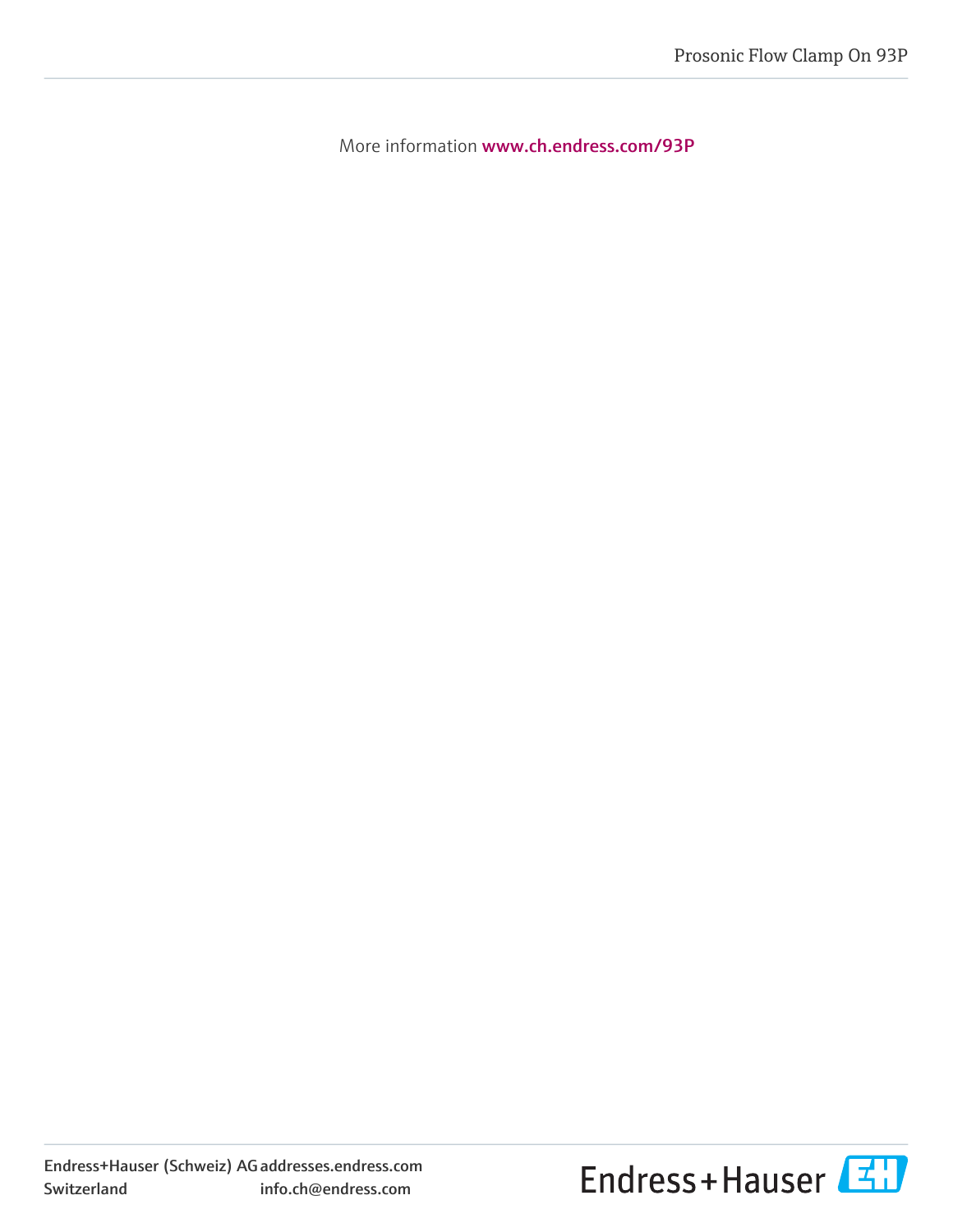More information **www.ch.endress.com/93P**

Endress+Hauser (Schweiz) AG
Switzerland

addresses.endress.com
info.ch@endress.com

Endress+Hauser